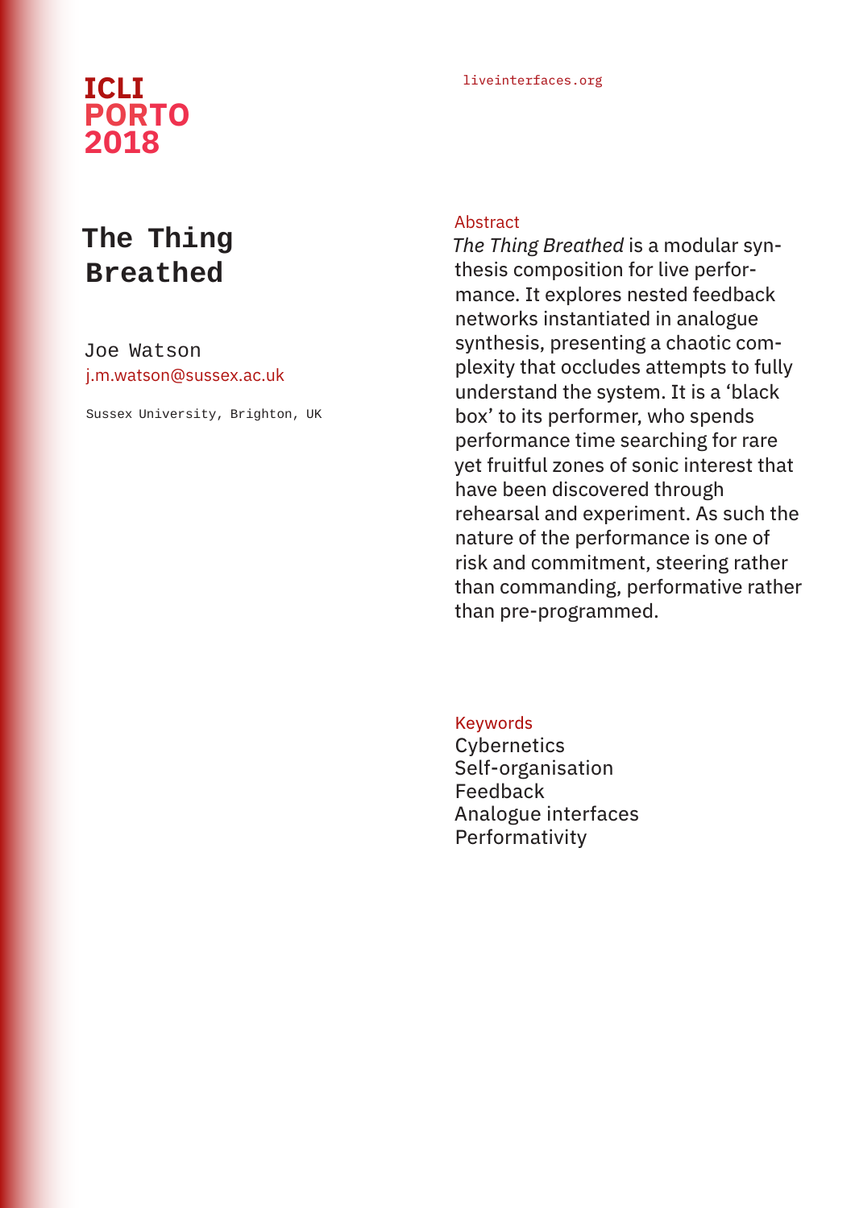ICLI
PORTO
2018

liveinterfaces.org

# The Thing Breathed

Joe Watson
j.m.watson@sussex.ac.uk

Sussex University, Brighton, UK

## Abstract

*The Thing Breathed* is a modular synthesis composition for live performance. It explores nested feedback networks instantiated in analogue synthesis, presenting a chaotic complexity that occludes attempts to fully understand the system. It is a 'black box' to its performer, who spends performance time searching for rare yet fruitful zones of sonic interest that have been discovered through rehearsal and experiment. As such the nature of the performance is one of risk and commitment, steering rather than commanding, performative rather than pre-programmed.

## Keywords

Cybernetics
Self-organisation
Feedback
Analogue interfaces
Performativity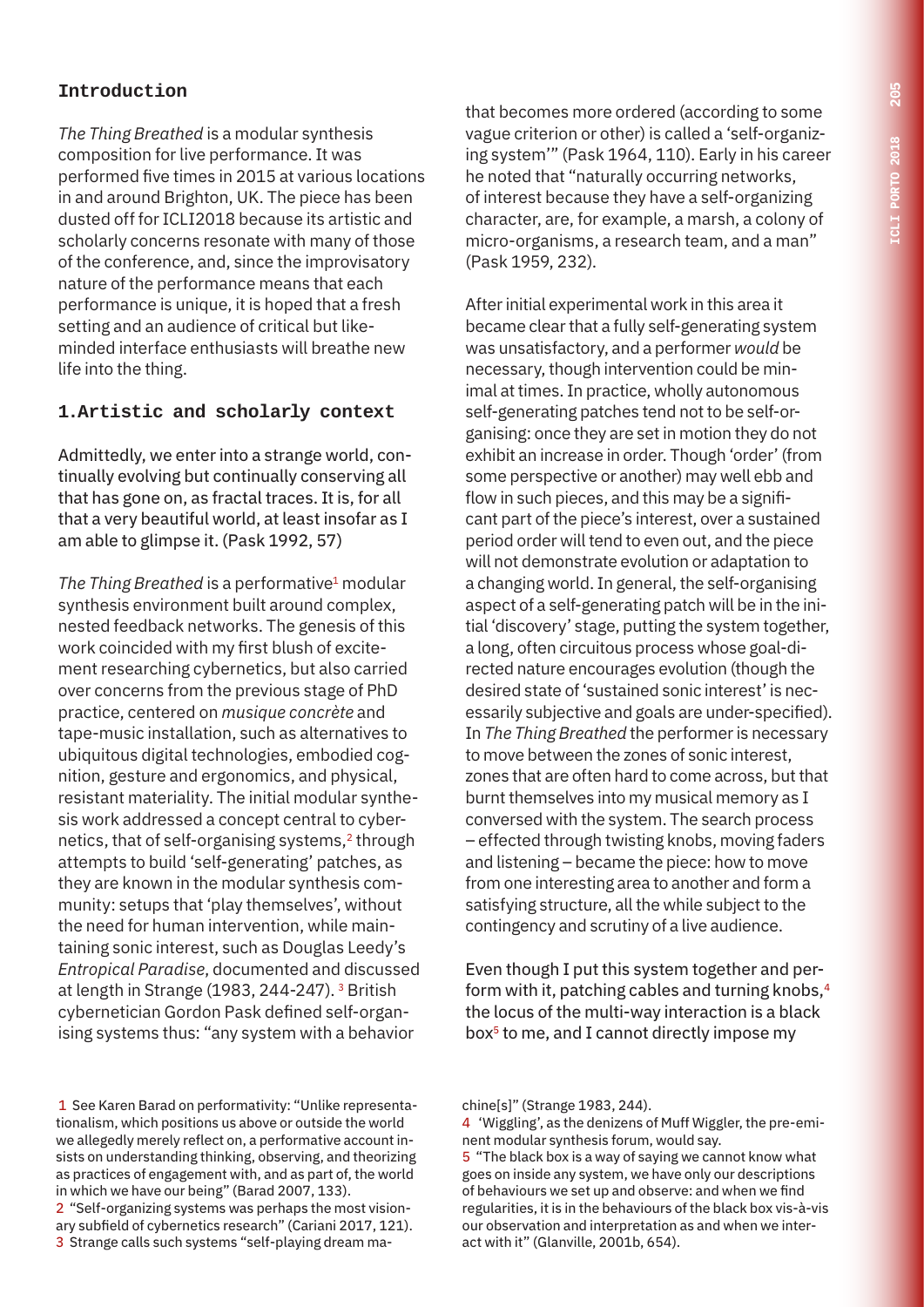## Introduction

*The Thing Breathed* is a modular synthesis composition for live performance. It was performed five times in 2015 at various locations in and around Brighton, UK. The piece has been dusted off for ICLI2018 because its artistic and scholarly concerns resonate with many of those of the conference, and, since the improvisatory nature of the performance means that each performance is unique, it is hoped that a fresh setting and an audience of critical but like-minded interface enthusiasts will breathe new life into the thing.

## 1. Artistic and scholarly context

Admittedly, we enter into a strange world, continually evolving but continually conserving all that has gone on, as fractal traces. It is, for all that a very beautiful world, at least insofar as I am able to glimpse it. (Pask 1992, 57)

*The Thing Breathed* is a performative[1] modular synthesis environment built around complex, nested feedback networks. The genesis of this work coincided with my first blush of excitement researching cybernetics, but also carried over concerns from the previous stage of PhD practice, centered on *musique concrète* and tape-music installation, such as alternatives to ubiquitous digital technologies, embodied cognition, gesture and ergonomics, and physical, resistant materiality. The initial modular synthesis work addressed a concept central to cybernetics, that of self-organising systems,[2] through attempts to build 'self-generating' patches, as they are known in the modular synthesis community: setups that 'play themselves', without the need for human intervention, while maintaining sonic interest, such as Douglas Leedy's *Entropical Paradise*, documented and discussed at length in Strange (1983, 244-247).[3] British cybernetician Gordon Pask defined self-organising systems thus: "any system with a behavior that becomes more ordered (according to some vague criterion or other) is called a 'self-organizing system'" (Pask 1964, 110). Early in his career he noted that "naturally occurring networks, of interest because they have a self-organizing character, are, for example, a marsh, a colony of micro-organisms, a research team, and a man" (Pask 1959, 232).

After initial experimental work in this area it became clear that a fully self-generating system was unsatisfactory, and a performer *would* be necessary, though intervention could be minimal at times. In practice, wholly autonomous self-generating patches tend not to be self-organising: once they are set in motion they do not exhibit an increase in order. Though 'order' (from some perspective or another) may well ebb and flow in such pieces, and this may be a significant part of the piece's interest, over a sustained period order will tend to even out, and the piece will not demonstrate evolution or adaptation to a changing world. In general, the self-organising aspect of a self-generating patch will be in the initial 'discovery' stage, putting the system together, a long, often circuitous process whose goal-directed nature encourages evolution (though the desired state of 'sustained sonic interest' is necessarily subjective and goals are under-specified). In *The Thing Breathed* the performer is necessary to move between the zones of sonic interest, zones that are often hard to come across, but that burnt themselves into my musical memory as I conversed with the system. The search process – effected through twisting knobs, moving faders and listening – became the piece: how to move from one interesting area to another and form a satisfying structure, all the while subject to the contingency and scrutiny of a live audience.

Even though I put this system together and perform with it, patching cables and turning knobs,[4] the locus of the multi-way interaction is a black box[5] to me, and I cannot directly impose my

---

1 See Karen Barad on performativity: "Unlike representationalism, which positions us above or outside the world we allegedly merely reflect on, a performative account insists on understanding thinking, observing, and theorizing as practices of engagement with, and as part of, the world in which we have our being" (Barad 2007, 133).

2 "Self-organizing systems was perhaps the most visionary subfield of cybernetics research" (Cariani 2017, 121).

3 Strange calls such systems "self-playing dream machine[s]" (Strange 1983, 244).

4 'Wiggling', as the denizens of Muff Wiggler, the pre-eminent modular synthesis forum, would say.

5 "The black box is a way of saying we cannot know what goes on inside any system, we have only our descriptions of behaviours we set up and observe: and when we find regularities, it is in the behaviours of the black box vis-à-vis our observation and interpretation as and when we interact with it" (Glanville, 2001b, 654).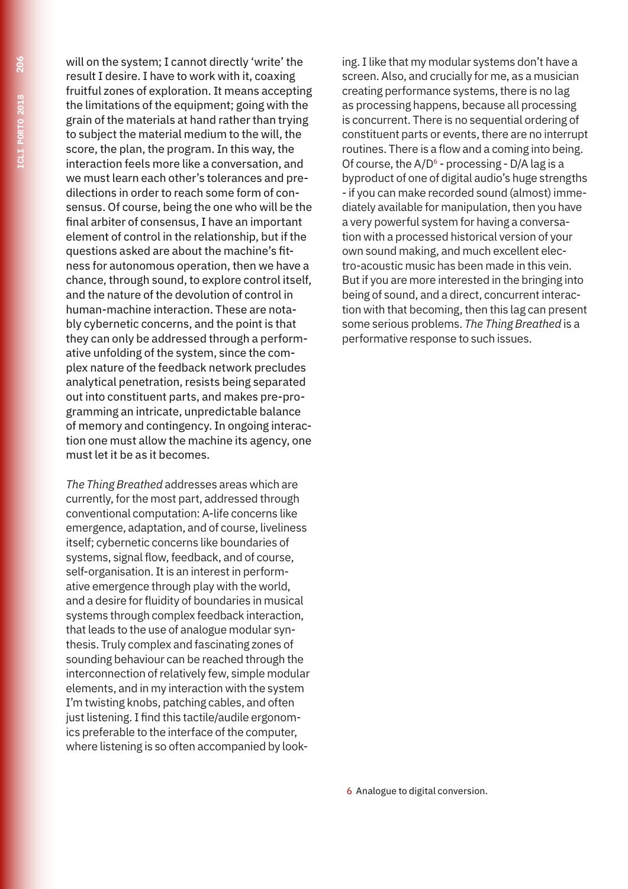will on the system; I cannot directly 'write' the result I desire. I have to work with it, coaxing fruitful zones of exploration. It means accepting the limitations of the equipment; going with the grain of the materials at hand rather than trying to subject the material medium to the will, the score, the plan, the program. In this way, the interaction feels more like a conversation, and we must learn each other's tolerances and predilections in order to reach some form of consensus. Of course, being the one who will be the final arbiter of consensus, I have an important element of control in the relationship, but if the questions asked are about the machine's fitness for autonomous operation, then we have a chance, through sound, to explore control itself, and the nature of the devolution of control in human-machine interaction. These are notably cybernetic concerns, and the point is that they can only be addressed through a performative unfolding of the system, since the complex nature of the feedback network precludes analytical penetration, resists being separated out into constituent parts, and makes pre-programming an intricate, unpredictable balance of memory and contingency. In ongoing interaction one must allow the machine its agency, one must let it be as it becomes.

*The Thing Breathed* addresses areas which are currently, for the most part, addressed through conventional computation: A-life concerns like emergence, adaptation, and of course, liveliness itself; cybernetic concerns like boundaries of systems, signal flow, feedback, and of course, self-organisation. It is an interest in performative emergence through play with the world, and a desire for fluidity of boundaries in musical systems through complex feedback interaction, that leads to the use of analogue modular synthesis. Truly complex and fascinating zones of sounding behaviour can be reached through the interconnection of relatively few, simple modular elements, and in my interaction with the system I'm twisting knobs, patching cables, and often just listening. I find this tactile/audile ergonomics preferable to the interface of the computer, where listening is so often accompanied by looking. I like that my modular systems don't have a screen. Also, and crucially for me, as a musician creating performance systems, there is no lag as processing happens, because all processing is concurrent. There is no sequential ordering of constituent parts or events, there are no interrupt routines. There is a flow and a coming into being. Of course, the A/D[6] - processing - D/A lag is a byproduct of one of digital audio's huge strengths - if you can make recorded sound (almost) immediately available for manipulation, then you have a very powerful system for having a conversation with a processed historical version of your own sound making, and much excellent electro-acoustic music has been made in this vein. But if you are more interested in the bringing into being of sound, and a direct, concurrent interaction with that becoming, then this lag can present some serious problems. *The Thing Breathed* is a performative response to such issues.

[6] Analogue to digital conversion.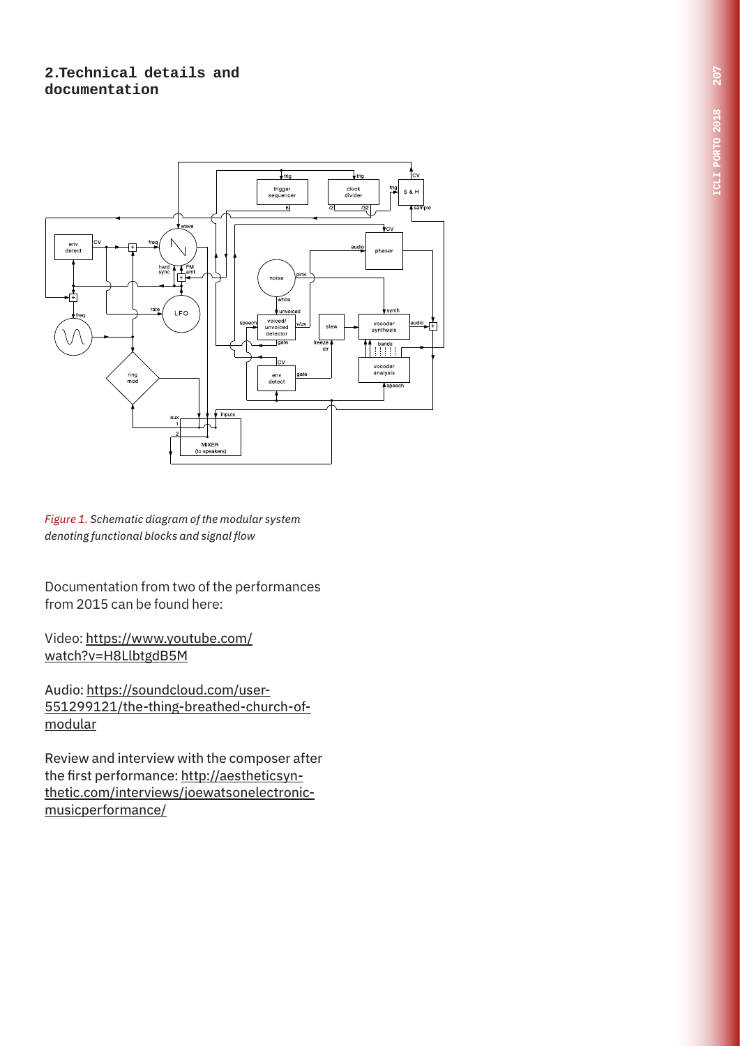## 2.Technical details and documentation

*Figure 1. Schematic diagram of the modular system denoting functional blocks and signal flow*

Documentation from two of the performances from 2015 can be found here:

Video: https://www.youtube.com/watch?v=H8LlbtgdB5M

Audio: https://soundcloud.com/user-551299121/the-thing-breathed-church-of-modular

Review and interview with the composer after the first performance: http://aestheticsynthetic.com/interviews/joewatsonelectronicmusicperformance/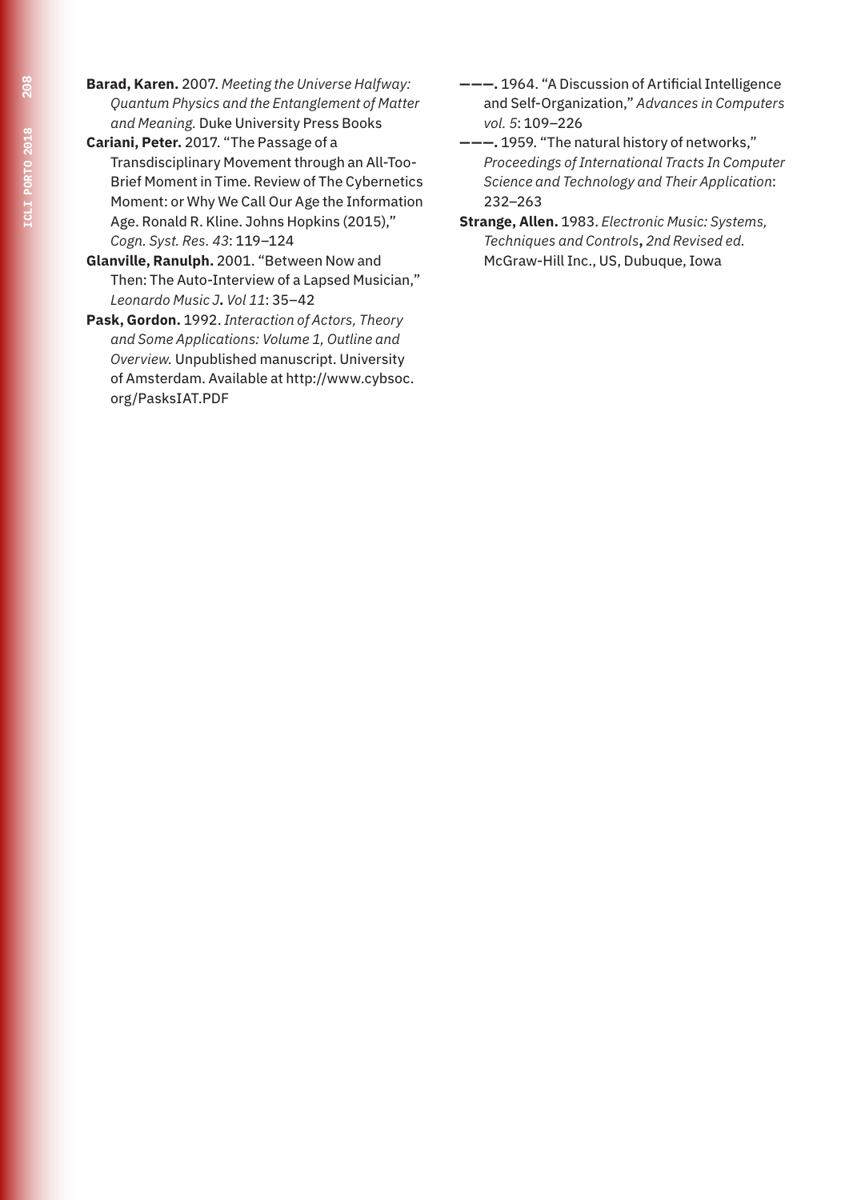**Barad, Karen.** 2007. *Meeting the Universe Halfway: Quantum Physics and the Entanglement of Matter and Meaning.* Duke University Press Books

**Cariani, Peter.** 2017. "The Passage of a Transdisciplinary Movement through an All-Too-Brief Moment in Time. Review of The Cybernetics Moment: or Why We Call Our Age the Information Age. Ronald R. Kline. Johns Hopkins (2015)," *Cogn. Syst. Res. 43*: 119–124

**Glanville, Ranulph.** 2001. "Between Now and Then: The Auto-Interview of a Lapsed Musician," *Leonardo Music J*. *Vol 11*: 35–42

**Pask, Gordon.** 1992. *Interaction of Actors, Theory and Some Applications: Volume 1, Outline and Overview.* Unpublished manuscript. University of Amsterdam. Available at http://www.cybsoc.org/PasksIAT.PDF

**———.** 1964. "A Discussion of Artificial Intelligence and Self-Organization," *Advances in Computers vol. 5*: 109–226

**———.** 1959. "The natural history of networks," *Proceedings of International Tracts In Computer Science and Technology and Their Application*: 232–263

**Strange, Allen.** 1983. *Electronic Music: Systems, Techniques and Controls***,** *2nd Revised ed.* McGraw-Hill Inc., US, Dubuque, Iowa